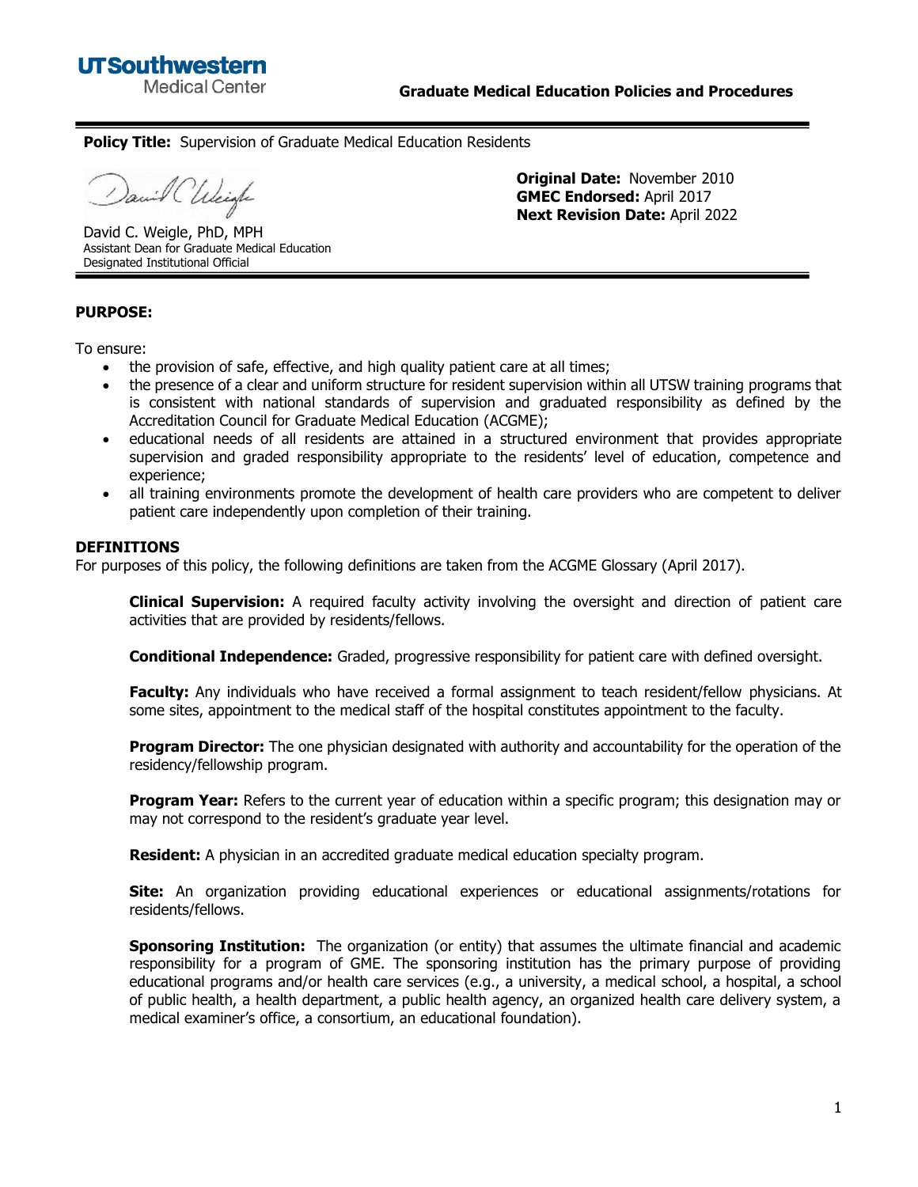UTSouthwestern Medical Center

**Graduate Medical Education Policies and Procedures**

**Policy Title:** Supervision of Graduate Medical Education Residents

David C. Weigle, PhD, MPH
Assistant Dean for Graduate Medical Education
Designated Institutional Official

**Original Date:** November 2010
**GMEC Endorsed:** April 2017
**Next Revision Date:** April 2022

## PURPOSE:

To ensure:

- the provision of safe, effective, and high quality patient care at all times;
- the presence of a clear and uniform structure for resident supervision within all UTSW training programs that is consistent with national standards of supervision and graduated responsibility as defined by the Accreditation Council for Graduate Medical Education (ACGME);
- educational needs of all residents are attained in a structured environment that provides appropriate supervision and graded responsibility appropriate to the residents' level of education, competence and experience;
- all training environments promote the development of health care providers who are competent to deliver patient care independently upon completion of their training.

## DEFINITIONS

For purposes of this policy, the following definitions are taken from the ACGME Glossary (April 2017).

**Clinical Supervision:** A required faculty activity involving the oversight and direction of patient care activities that are provided by residents/fellows.

**Conditional Independence:** Graded, progressive responsibility for patient care with defined oversight.

**Faculty:** Any individuals who have received a formal assignment to teach resident/fellow physicians. At some sites, appointment to the medical staff of the hospital constitutes appointment to the faculty.

**Program Director:** The one physician designated with authority and accountability for the operation of the residency/fellowship program.

**Program Year:** Refers to the current year of education within a specific program; this designation may or may not correspond to the resident's graduate year level.

**Resident:** A physician in an accredited graduate medical education specialty program.

**Site:** An organization providing educational experiences or educational assignments/rotations for residents/fellows.

**Sponsoring Institution:** The organization (or entity) that assumes the ultimate financial and academic responsibility for a program of GME. The sponsoring institution has the primary purpose of providing educational programs and/or health care services (e.g., a university, a medical school, a hospital, a school of public health, a health department, a public health agency, an organized health care delivery system, a medical examiner's office, a consortium, an educational foundation).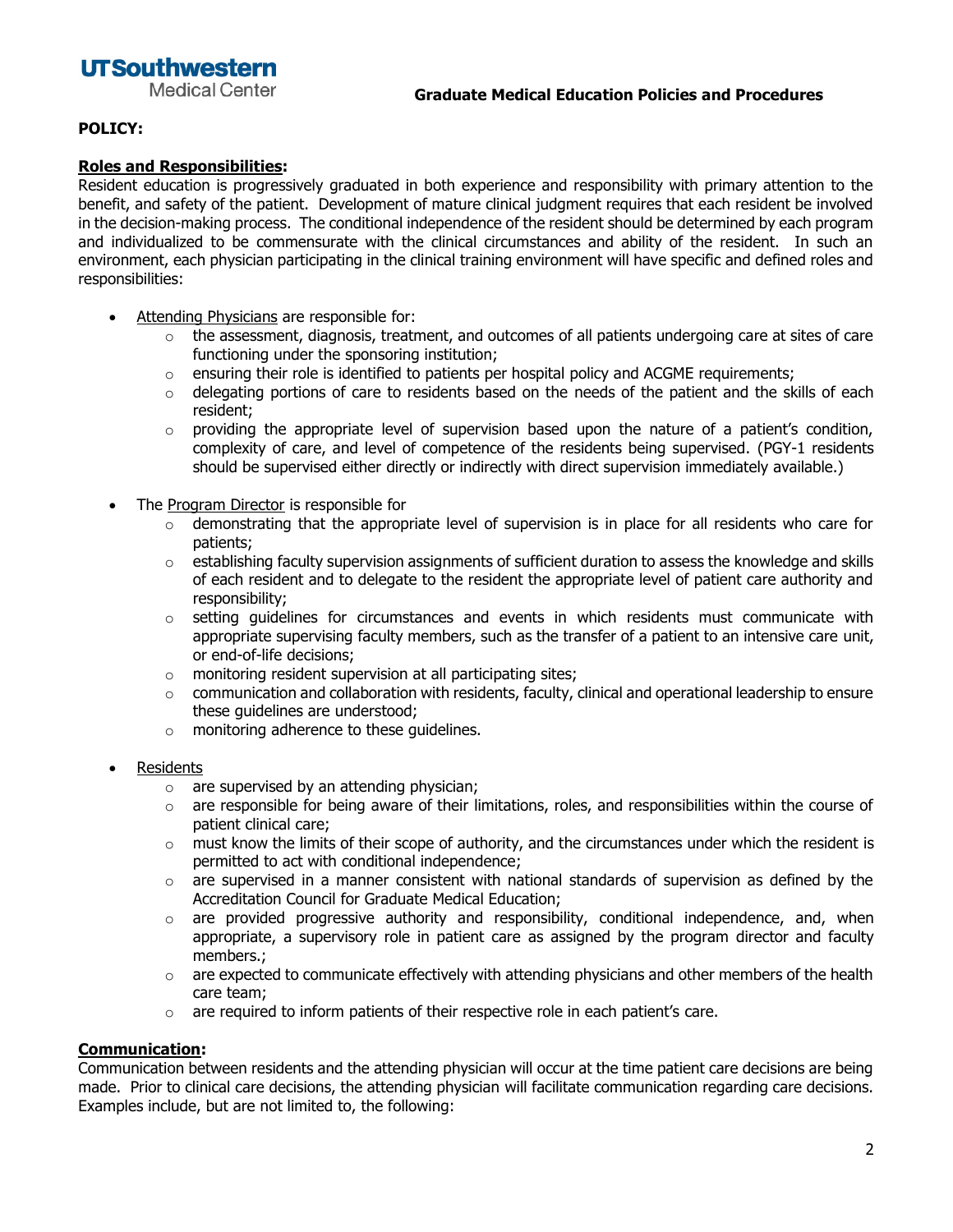**POLICY:**

**Roles and Responsibilities:**

Resident education is progressively graduated in both experience and responsibility with primary attention to the benefit, and safety of the patient. Development of mature clinical judgment requires that each resident be involved in the decision-making process. The conditional independence of the resident should be determined by each program and individualized to be commensurate with the clinical circumstances and ability of the resident. In such an environment, each physician participating in the clinical training environment will have specific and defined roles and responsibilities:

- Attending Physicians are responsible for:
  - the assessment, diagnosis, treatment, and outcomes of all patients undergoing care at sites of care functioning under the sponsoring institution;
  - ensuring their role is identified to patients per hospital policy and ACGME requirements;
  - delegating portions of care to residents based on the needs of the patient and the skills of each resident;
  - providing the appropriate level of supervision based upon the nature of a patient's condition, complexity of care, and level of competence of the residents being supervised. (PGY-1 residents should be supervised either directly or indirectly with direct supervision immediately available.)

- The Program Director is responsible for
  - demonstrating that the appropriate level of supervision is in place for all residents who care for patients;
  - establishing faculty supervision assignments of sufficient duration to assess the knowledge and skills of each resident and to delegate to the resident the appropriate level of patient care authority and responsibility;
  - setting guidelines for circumstances and events in which residents must communicate with appropriate supervising faculty members, such as the transfer of a patient to an intensive care unit, or end-of-life decisions;
  - monitoring resident supervision at all participating sites;
  - communication and collaboration with residents, faculty, clinical and operational leadership to ensure these guidelines are understood;
  - monitoring adherence to these guidelines.

- Residents
  - are supervised by an attending physician;
  - are responsible for being aware of their limitations, roles, and responsibilities within the course of patient clinical care;
  - must know the limits of their scope of authority, and the circumstances under which the resident is permitted to act with conditional independence;
  - are supervised in a manner consistent with national standards of supervision as defined by the Accreditation Council for Graduate Medical Education;
  - are provided progressive authority and responsibility, conditional independence, and, when appropriate, a supervisory role in patient care as assigned by the program director and faculty members.;
  - are expected to communicate effectively with attending physicians and other members of the health care team;
  - are required to inform patients of their respective role in each patient's care.

**Communication:**

Communication between residents and the attending physician will occur at the time patient care decisions are being made. Prior to clinical care decisions, the attending physician will facilitate communication regarding care decisions. Examples include, but are not limited to, the following: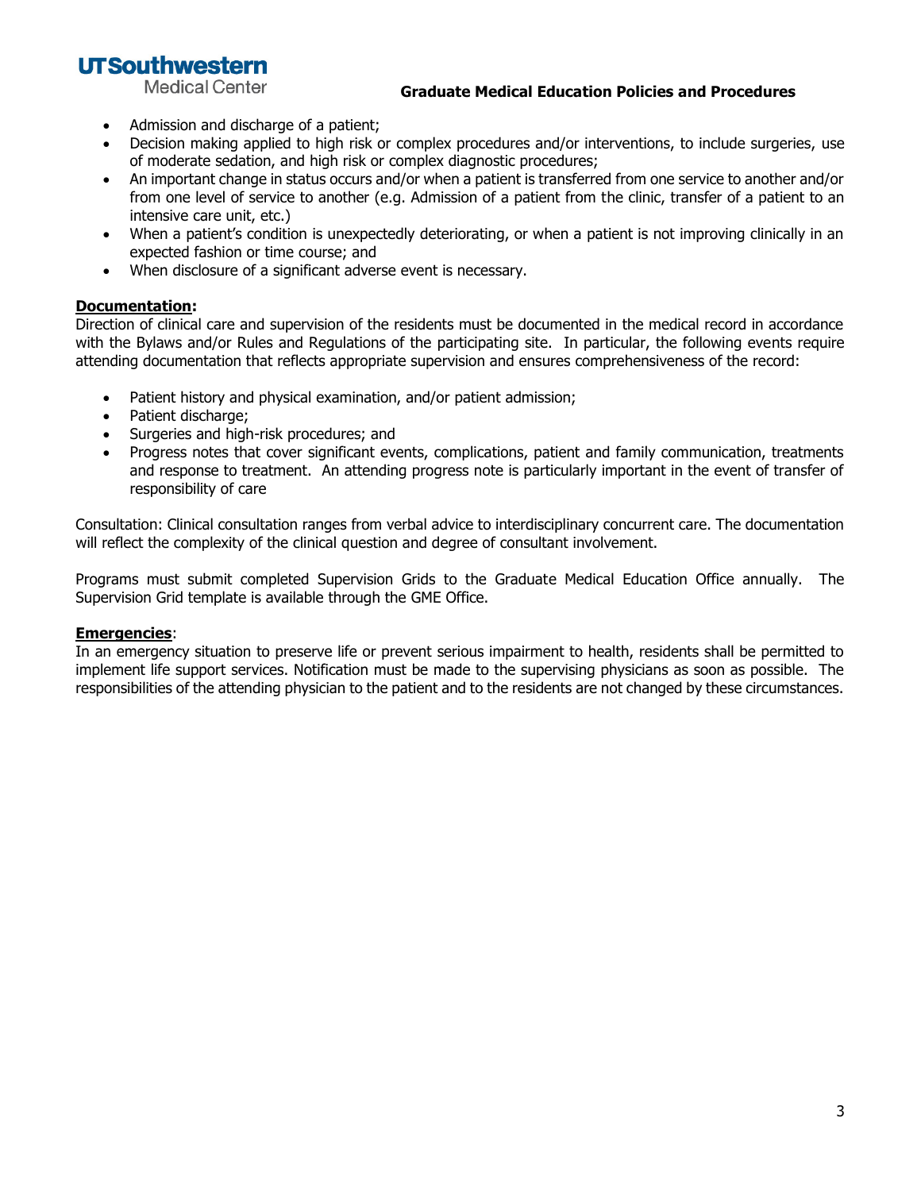- Admission and discharge of a patient;
- Decision making applied to high risk or complex procedures and/or interventions, to include surgeries, use of moderate sedation, and high risk or complex diagnostic procedures;
- An important change in status occurs and/or when a patient is transferred from one service to another and/or from one level of service to another (e.g. Admission of a patient from the clinic, transfer of a patient to an intensive care unit, etc.)
- When a patient's condition is unexpectedly deteriorating, or when a patient is not improving clinically in an expected fashion or time course; and
- When disclosure of a significant adverse event is necessary.

**Documentation:**

Direction of clinical care and supervision of the residents must be documented in the medical record in accordance with the Bylaws and/or Rules and Regulations of the participating site. In particular, the following events require attending documentation that reflects appropriate supervision and ensures comprehensiveness of the record:

- Patient history and physical examination, and/or patient admission;
- Patient discharge;
- Surgeries and high-risk procedures; and
- Progress notes that cover significant events, complications, patient and family communication, treatments and response to treatment. An attending progress note is particularly important in the event of transfer of responsibility of care

Consultation: Clinical consultation ranges from verbal advice to interdisciplinary concurrent care. The documentation will reflect the complexity of the clinical question and degree of consultant involvement.

Programs must submit completed Supervision Grids to the Graduate Medical Education Office annually. The Supervision Grid template is available through the GME Office.

**Emergencies**:

In an emergency situation to preserve life or prevent serious impairment to health, residents shall be permitted to implement life support services. Notification must be made to the supervising physicians as soon as possible. The responsibilities of the attending physician to the patient and to the residents are not changed by these circumstances.